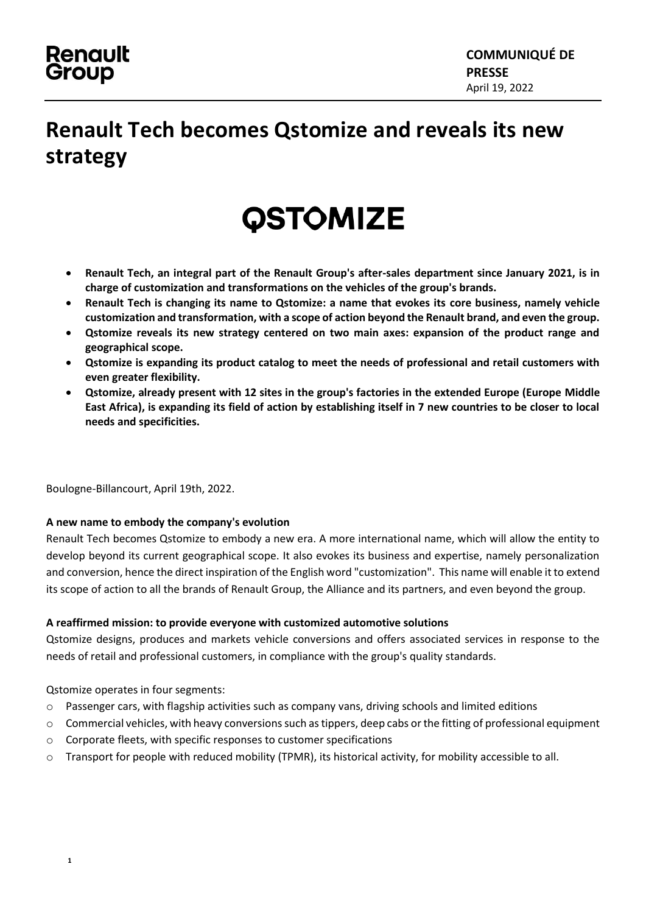**Renault Group**

**COMMUNIQUÉ DE PRESSE**
April 19, 2022

# Renault Tech becomes Qstomize and reveals its new strategy

**QSTOMIZE**

- **Renault Tech, an integral part of the Renault Group's after-sales department since January 2021, is in charge of customization and transformations on the vehicles of the group's brands.**
- **Renault Tech is changing its name to Qstomize: a name that evokes its core business, namely vehicle customization and transformation, with a scope of action beyond the Renault brand, and even the group.**
- **Qstomize reveals its new strategy centered on two main axes: expansion of the product range and geographical scope.**
- **Qstomize is expanding its product catalog to meet the needs of professional and retail customers with even greater flexibility.**
- **Qstomize, already present with 12 sites in the group's factories in the extended Europe (Europe Middle East Africa), is expanding its field of action by establishing itself in 7 new countries to be closer to local needs and specificities.**

Boulogne-Billancourt, April 19th, 2022.

**A new name to embody the company's evolution**

Renault Tech becomes Qstomize to embody a new era. A more international name, which will allow the entity to develop beyond its current geographical scope. It also evokes its business and expertise, namely personalization and conversion, hence the direct inspiration of the English word "customization". This name will enable it to extend its scope of action to all the brands of Renault Group, the Alliance and its partners, and even beyond the group.

**A reaffirmed mission: to provide everyone with customized automotive solutions**

Qstomize designs, produces and markets vehicle conversions and offers associated services in response to the needs of retail and professional customers, in compliance with the group's quality standards.

Qstomize operates in four segments:

- Passenger cars, with flagship activities such as company vans, driving schools and limited editions
- Commercial vehicles, with heavy conversions such as tippers, deep cabs or the fitting of professional equipment
- Corporate fleets, with specific responses to customer specifications
- Transport for people with reduced mobility (TPMR), its historical activity, for mobility accessible to all.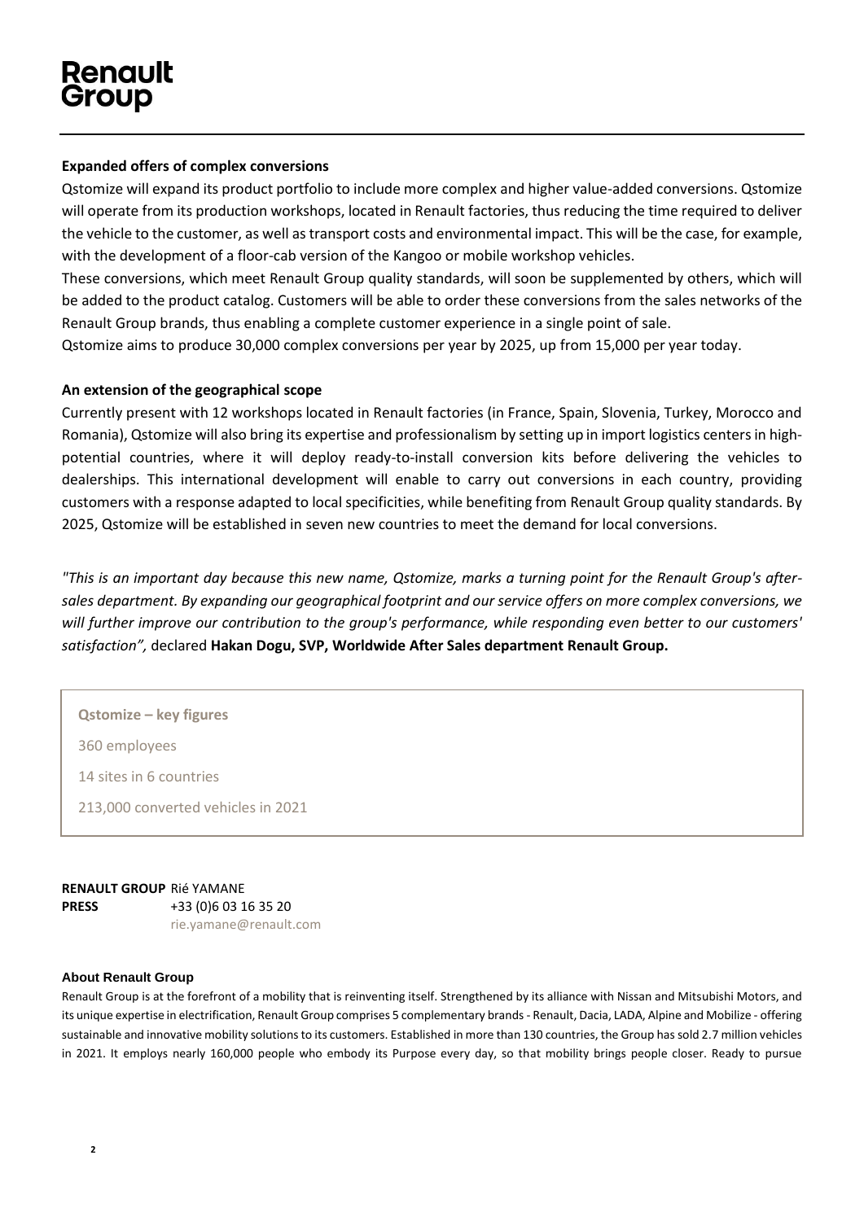### Expanded offers of complex conversions

Qstomize will expand its product portfolio to include more complex and higher value-added conversions. Qstomize will operate from its production workshops, located in Renault factories, thus reducing the time required to deliver the vehicle to the customer, as well as transport costs and environmental impact. This will be the case, for example, with the development of a floor-cab version of the Kangoo or mobile workshop vehicles.

These conversions, which meet Renault Group quality standards, will soon be supplemented by others, which will be added to the product catalog. Customers will be able to order these conversions from the sales networks of the Renault Group brands, thus enabling a complete customer experience in a single point of sale.

Qstomize aims to produce 30,000 complex conversions per year by 2025, up from 15,000 per year today.

### An extension of the geographical scope

Currently present with 12 workshops located in Renault factories (in France, Spain, Slovenia, Turkey, Morocco and Romania), Qstomize will also bring its expertise and professionalism by setting up in import logistics centers in high-potential countries, where it will deploy ready-to-install conversion kits before delivering the vehicles to dealerships. This international development will enable to carry out conversions in each country, providing customers with a response adapted to local specificities, while benefiting from Renault Group quality standards. By 2025, Qstomize will be established in seven new countries to meet the demand for local conversions.

*"This is an important day because this new name, Qstomize, marks a turning point for the Renault Group's after-sales department. By expanding our geographical footprint and our service offers on more complex conversions, we will further improve our contribution to the group's performance, while responding even better to our customers' satisfaction",* declared **Hakan Dogu, SVP, Worldwide After Sales department Renault Group.**

**Qstomize – key figures**

360 employees

14 sites in 6 countries

213,000 converted vehicles in 2021

**RENAULT GROUP PRESS** Rié YAMANE
+33 (0)6 03 16 35 20
rie.yamane@renault.com

**About Renault Group**

Renault Group is at the forefront of a mobility that is reinventing itself. Strengthened by its alliance with Nissan and Mitsubishi Motors, and its unique expertise in electrification, Renault Group comprises 5 complementary brands - Renault, Dacia, LADA, Alpine and Mobilize - offering sustainable and innovative mobility solutions to its customers. Established in more than 130 countries, the Group has sold 2.7 million vehicles in 2021. It employs nearly 160,000 people who embody its Purpose every day, so that mobility brings people closer. Ready to pursue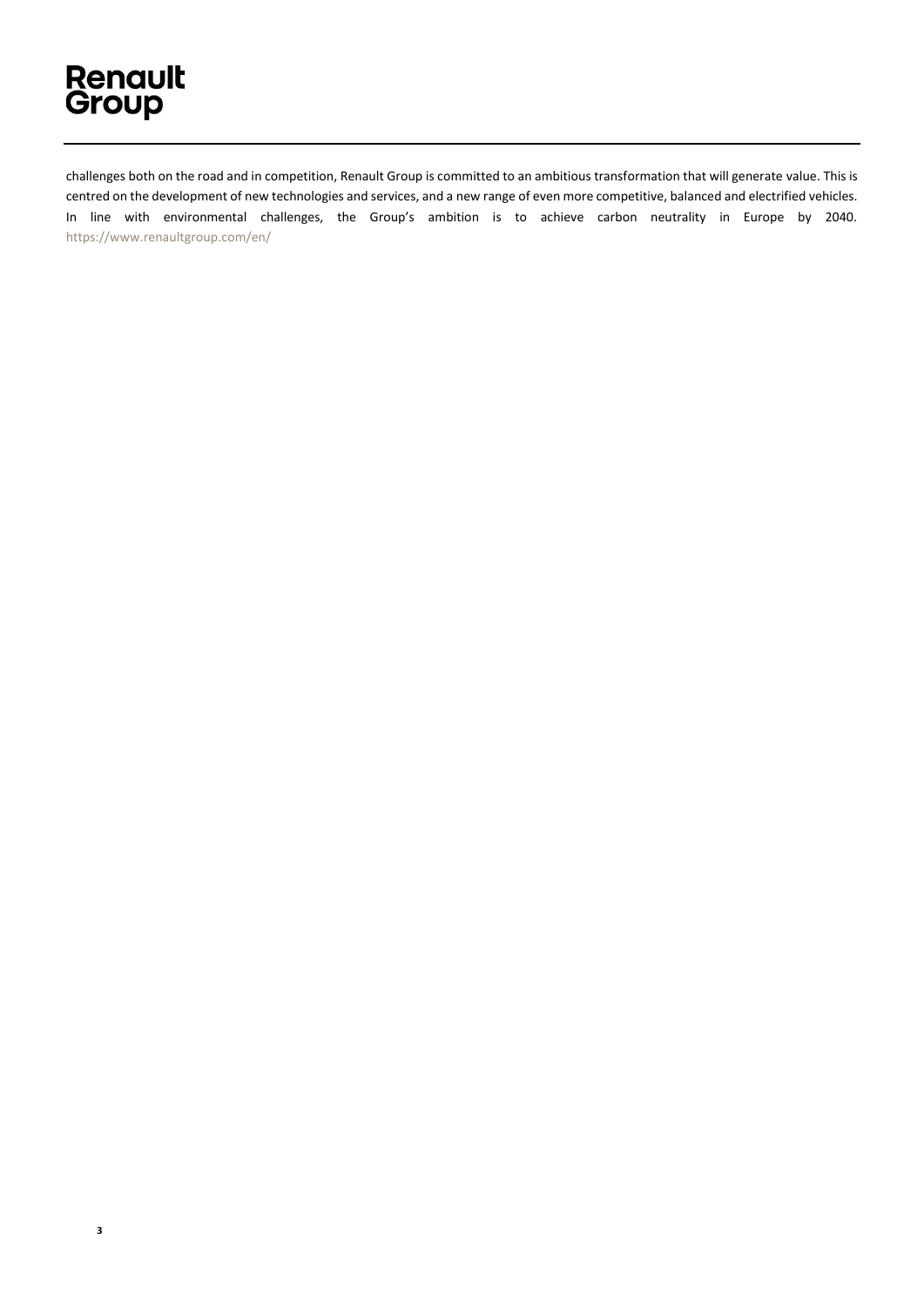challenges both on the road and in competition, Renault Group is committed to an ambitious transformation that will generate value. This is centred on the development of new technologies and services, and a new range of even more competitive, balanced and electrified vehicles. In line with environmental challenges, the Group's ambition is to achieve carbon neutrality in Europe by 2040. https://www.renaultgroup.com/en/